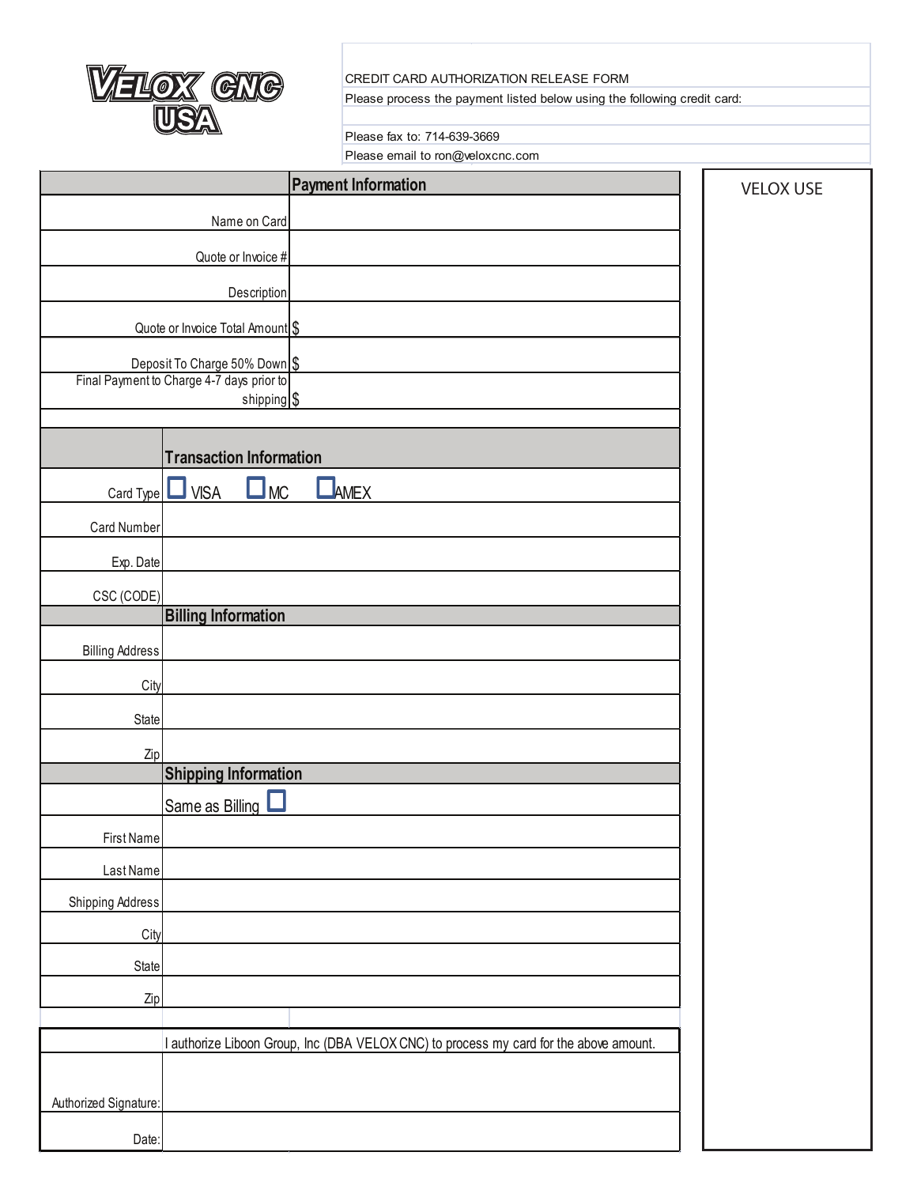VELOX CNC USA

CREDIT CARD AUTHORIZATION RELEASE FORM

Please process the payment listed below using the following credit card:

Please fax to: 714-639-3669

Please email to ron@veloxcnc.com

| | Payment Information |
|---|---|
| Name on Card | |
| Quote or Invoice # | |
| Description | |
| Quote or Invoice Total Amount | $ |
| Deposit To Charge 50% Down | $ |
| Final Payment to Charge 4-7 days prior to shipping | $ |

| | Transaction Information |
|---|---|
| Card Type | ☐ VISA ☐ MC ☐ AMEX |
| Card Number | |
| Exp. Date | |
| CSC (CODE) | |

| | Billing Information |
|---|---|
| Billing Address | |
| City | |
| State | |
| Zip | |

| | Shipping Information |
|---|---|
| | Same as Billing ☐ |
| First Name | |
| Last Name | |
| Shipping Address | |
| City | |
| State | |
| Zip | |

| | I authorize Liboon Group, Inc (DBA VELOX CNC) to process my card for the above amount. |
|---|---|
| Authorized Signature: | |
| Date: | |

VELOX USE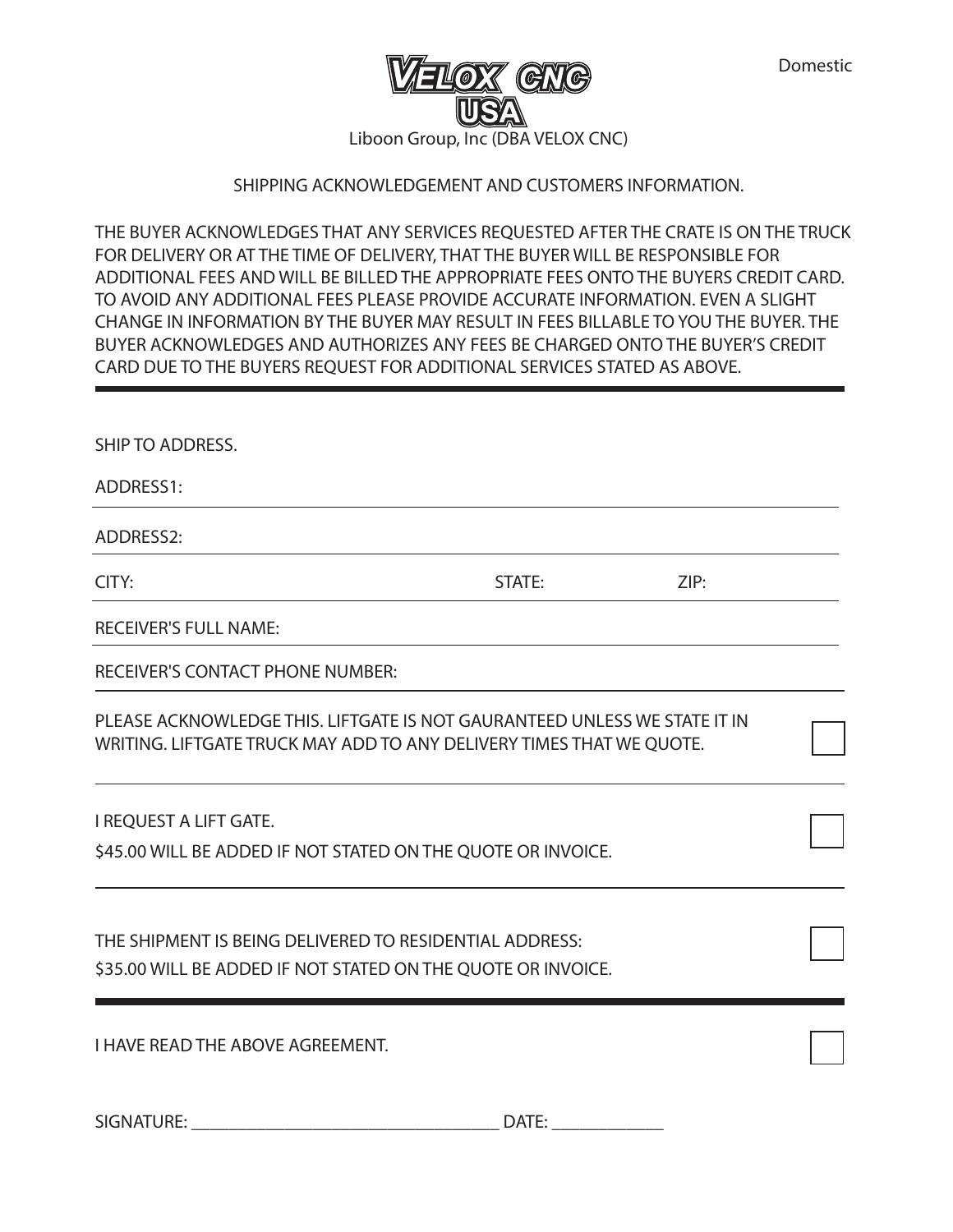Domestic

VELOX CNC USA

Liboon Group, Inc (DBA VELOX CNC)

SHIPPING ACKNOWLEDGEMENT AND CUSTOMERS INFORMATION.

THE BUYER ACKNOWLEDGES THAT ANY SERVICES REQUESTED AFTER THE CRATE IS ON THE TRUCK FOR DELIVERY OR AT THE TIME OF DELIVERY, THAT THE BUYER WILL BE RESPONSIBLE FOR ADDITIONAL FEES AND WILL BE BILLED THE APPROPRIATE FEES ONTO THE BUYERS CREDIT CARD. TO AVOID ANY ADDITIONAL FEES PLEASE PROVIDE ACCURATE INFORMATION. EVEN A SLIGHT CHANGE IN INFORMATION BY THE BUYER MAY RESULT IN FEES BILLABLE TO YOU THE BUYER. THE BUYER ACKNOWLEDGES AND AUTHORIZES ANY FEES BE CHARGED ONTO THE BUYER'S CREDIT CARD DUE TO THE BUYERS REQUEST FOR ADDITIONAL SERVICES STATED AS ABOVE.

---

SHIP TO ADDRESS.

ADDRESS1:

ADDRESS2:

CITY: STATE: ZIP:

RECEIVER'S FULL NAME:

RECEIVER'S CONTACT PHONE NUMBER:

---

PLEASE ACKNOWLEDGE THIS. LIFTGATE IS NOT GAURANTEED UNLESS WE STATE IT IN WRITING. LIFTGATE TRUCK MAY ADD TO ANY DELIVERY TIMES THAT WE QUOTE. ☐

---

I REQUEST A LIFT GATE. ☐

$45.00 WILL BE ADDED IF NOT STATED ON THE QUOTE OR INVOICE.

---

THE SHIPMENT IS BEING DELIVERED TO RESIDENTIAL ADDRESS: ☐

$35.00 WILL BE ADDED IF NOT STATED ON THE QUOTE OR INVOICE.

---

I HAVE READ THE ABOVE AGREEMENT. ☐

SIGNATURE: ___________________________________ DATE: _____________